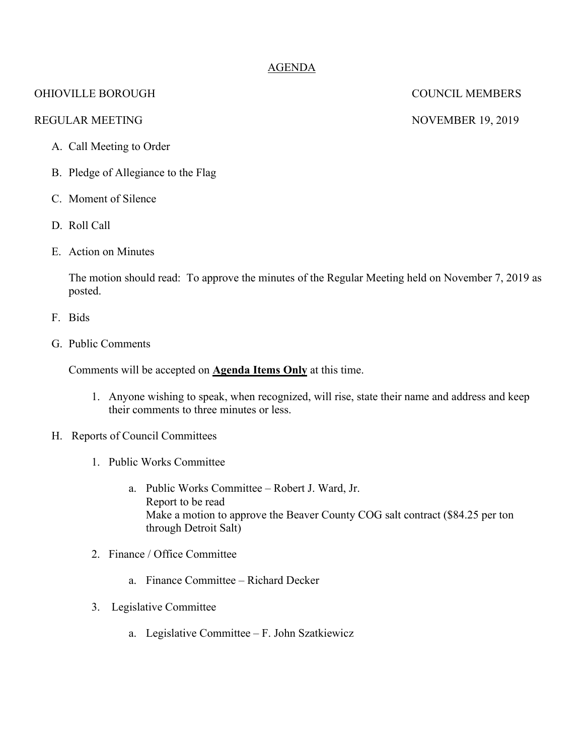# AGENDA

OHIOVILLE BOROUGH COUNCIL MEMBERS

REGULAR MEETING NOVEMBER 19, 2019

A. Call Meeting to Order

B. Pledge of Allegiance to the Flag

C. Moment of Silence

D. Roll Call

E. Action on Minutes

The motion should read: To approve the minutes of the Regular Meeting held on November 7, 2019 as posted.

F. Bids

G. Public Comments

Comments will be accepted on **<u>Agenda Items Only</u>** at this time.

1. Anyone wishing to speak, when recognized, will rise, state their name and address and keep their comments to three minutes or less.

H. Reports of Council Committees

1. Public Works Committee

    a. Public Works Committee – Robert J. Ward, Jr.
    Report to be read
    Make a motion to approve the Beaver County COG salt contract ($84.25 per ton through Detroit Salt)

2. Finance / Office Committee

    a. Finance Committee – Richard Decker

3. Legislative Committee

    a. Legislative Committee – F. John Szatkiewicz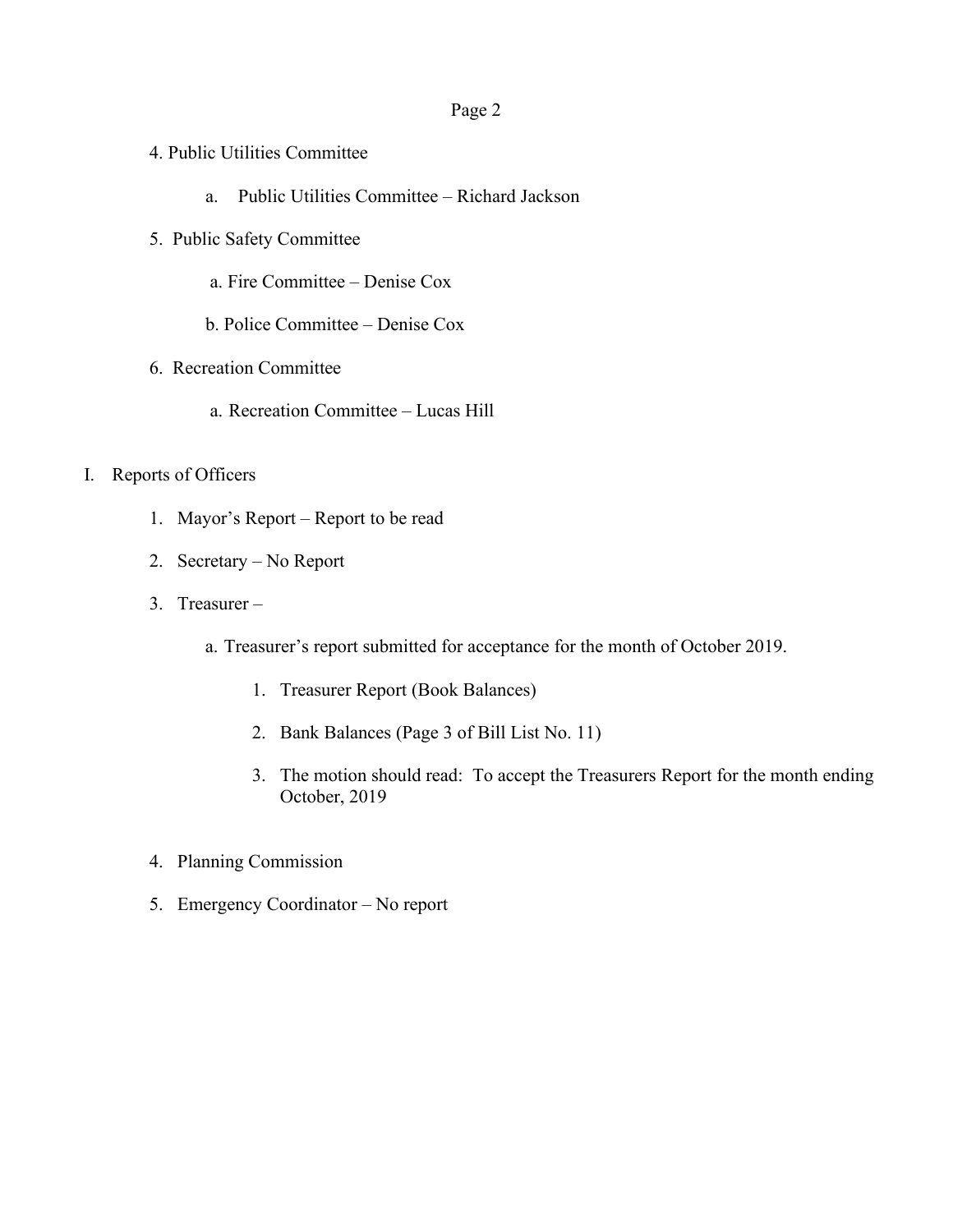4. Public Utilities Committee

    a. Public Utilities Committee – Richard Jackson

5. Public Safety Committee

    a. Fire Committee – Denise Cox

    b. Police Committee – Denise Cox

6. Recreation Committee

    a. Recreation Committee – Lucas Hill

I. Reports of Officers

    1. Mayor's Report – Report to be read

    2. Secretary – No Report

    3. Treasurer –

        a. Treasurer's report submitted for acceptance for the month of October 2019.

            1. Treasurer Report (Book Balances)

            2. Bank Balances (Page 3 of Bill List No. 11)

            3. The motion should read: To accept the Treasurers Report for the month ending October, 2019

    4. Planning Commission

    5. Emergency Coordinator – No report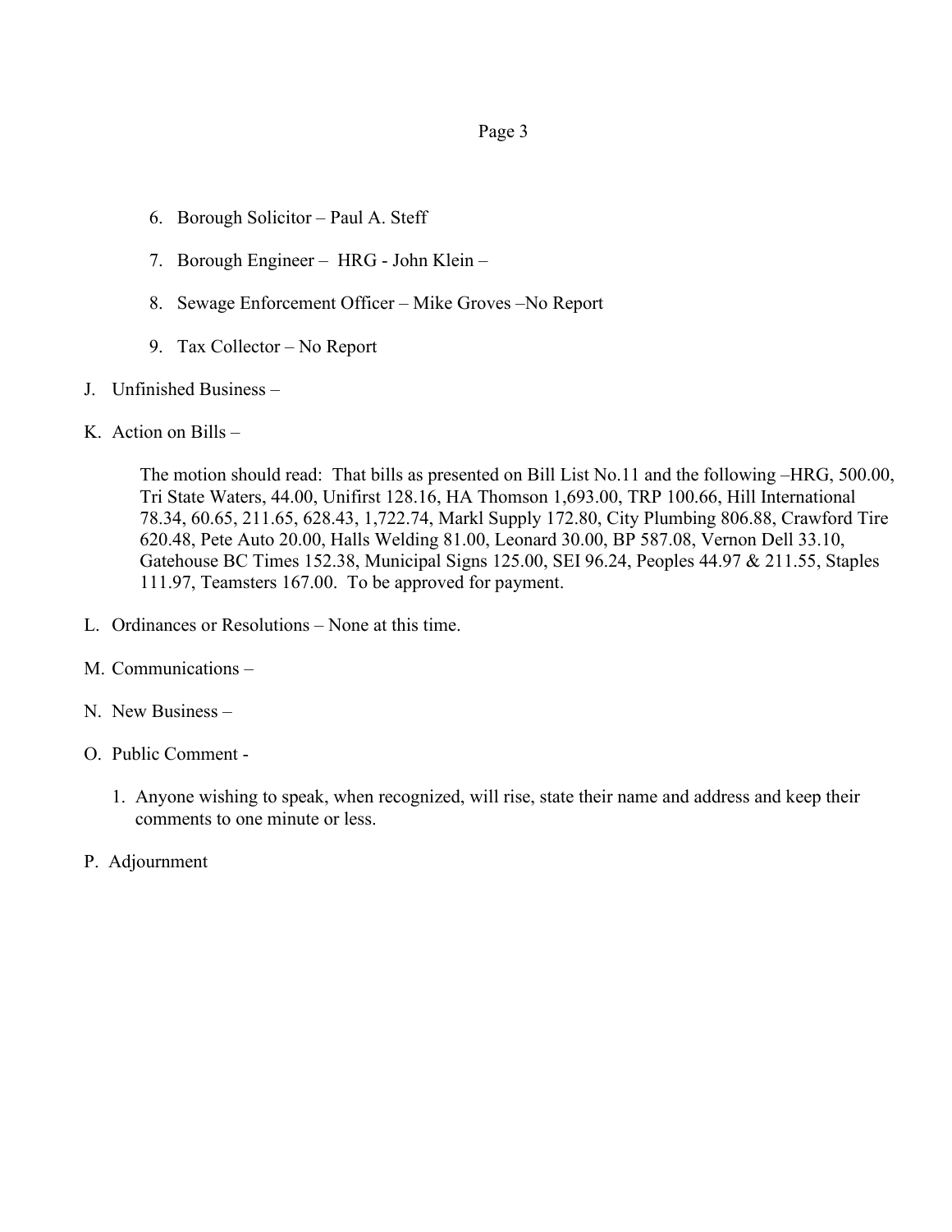6. Borough Solicitor – Paul A. Steff

7. Borough Engineer – HRG - John Klein –

8. Sewage Enforcement Officer – Mike Groves –No Report

9. Tax Collector – No Report

J. Unfinished Business –

K. Action on Bills –

   The motion should read: That bills as presented on Bill List No.11 and the following –HRG, 500.00, Tri State Waters, 44.00, Unifirst 128.16, HA Thomson 1,693.00, TRP 100.66, Hill International 78.34, 60.65, 211.65, 628.43, 1,722.74, Markl Supply 172.80, City Plumbing 806.88, Crawford Tire 620.48, Pete Auto 20.00, Halls Welding 81.00, Leonard 30.00, BP 587.08, Vernon Dell 33.10, Gatehouse BC Times 152.38, Municipal Signs 125.00, SEI 96.24, Peoples 44.97 & 211.55, Staples 111.97, Teamsters 167.00. To be approved for payment.

L. Ordinances or Resolutions – None at this time.

M. Communications –

N. New Business –

O. Public Comment -

   1. Anyone wishing to speak, when recognized, will rise, state their name and address and keep their comments to one minute or less.

P. Adjournment